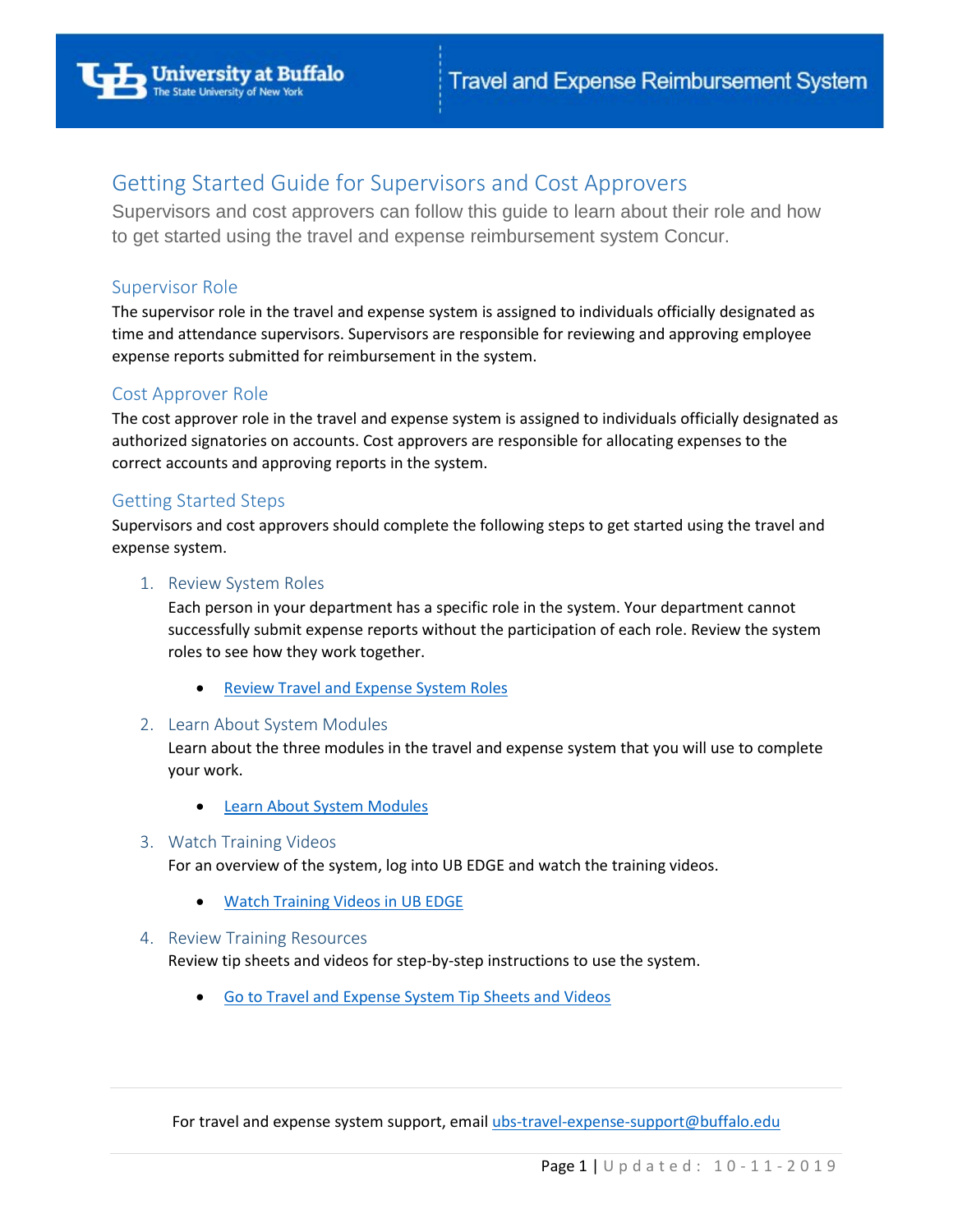University at Buffalo — The State University of New York | Travel and Expense Reimbursement System

# Getting Started Guide for Supervisors and Cost Approvers

Supervisors and cost approvers can follow this guide to learn about their role and how to get started using the travel and expense reimbursement system Concur.

## Supervisor Role

The supervisor role in the travel and expense system is assigned to individuals officially designated as time and attendance supervisors. Supervisors are responsible for reviewing and approving employee expense reports submitted for reimbursement in the system.

## Cost Approver Role

The cost approver role in the travel and expense system is assigned to individuals officially designated as authorized signatories on accounts. Cost approvers are responsible for allocating expenses to the correct accounts and approving reports in the system.

## Getting Started Steps

Supervisors and cost approvers should complete the following steps to get started using the travel and expense system.

1. Review System Roles

   Each person in your department has a specific role in the system. Your department cannot successfully submit expense reports without the participation of each role. Review the system roles to see how they work together.

   - Review Travel and Expense System Roles

2. Learn About System Modules

   Learn about the three modules in the travel and expense system that you will use to complete your work.

   - Learn About System Modules

3. Watch Training Videos

   For an overview of the system, log into UB EDGE and watch the training videos.

   - Watch Training Videos in UB EDGE

4. Review Training Resources

   Review tip sheets and videos for step-by-step instructions to use the system.

   - Go to Travel and Expense System Tip Sheets and Videos

For travel and expense system support, email ubs-travel-expense-support@buffalo.edu

Updated: 10-11-2019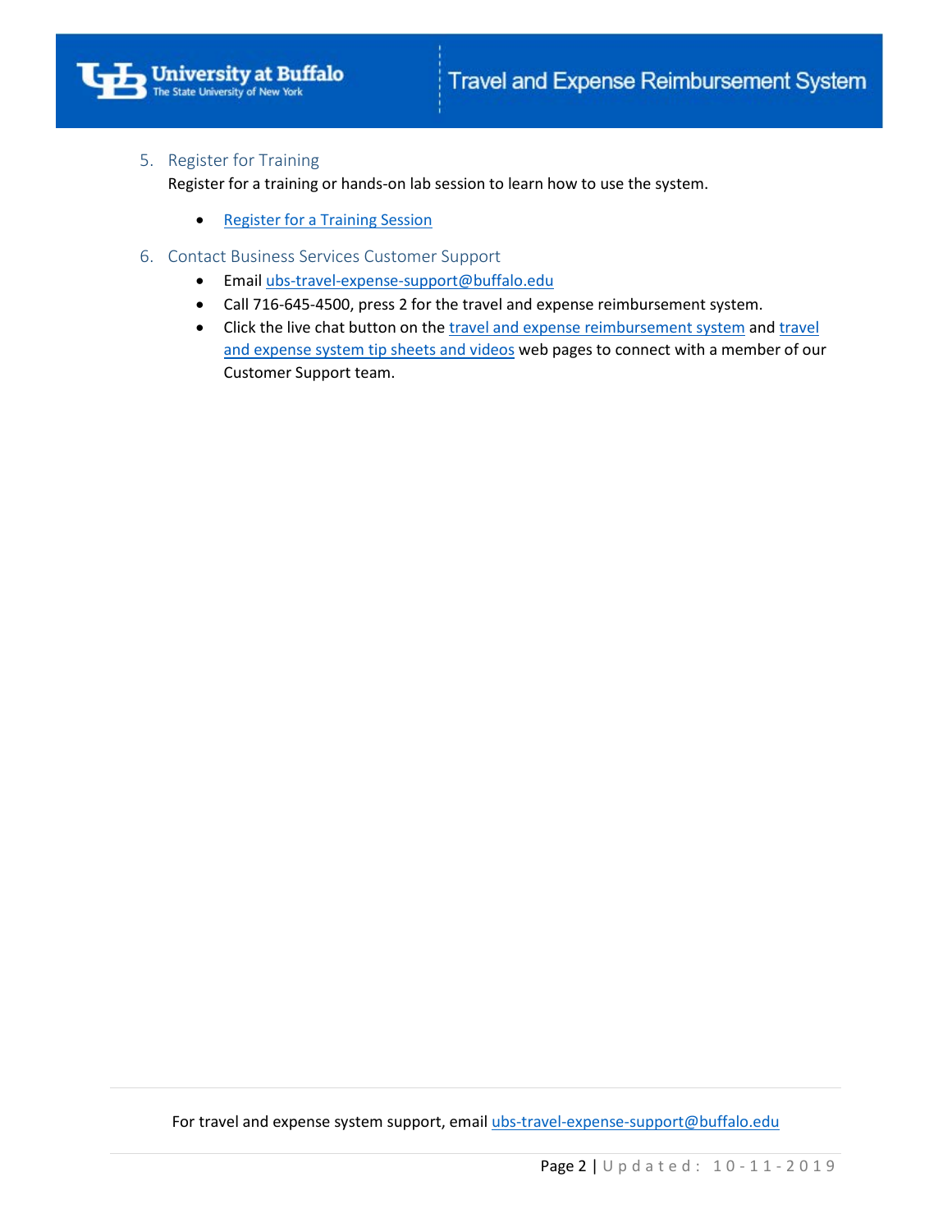5. Register for Training

Register for a training or hands-on lab session to learn how to use the system.

- Register for a Training Session

6. Contact Business Services Customer Support

- Email ubs-travel-expense-support@buffalo.edu
- Call 716-645-4500, press 2 for the travel and expense reimbursement system.
- Click the live chat button on the travel and expense reimbursement system and travel and expense system tip sheets and videos web pages to connect with a member of our Customer Support team.

For travel and expense system support, email ubs-travel-expense-support@buffalo.edu